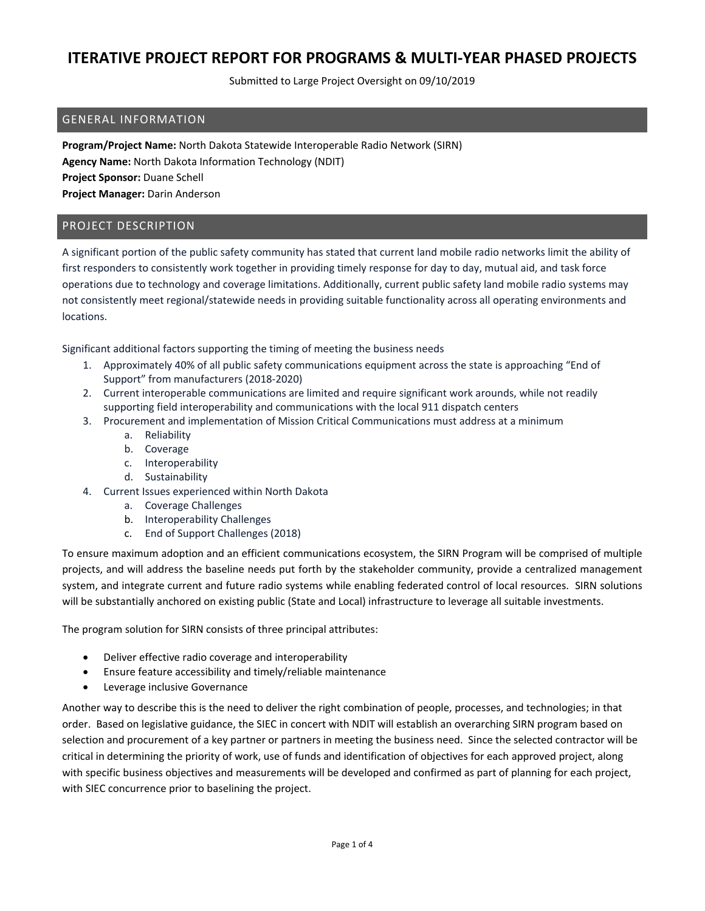# ITERATIVE PROJECT REPORT FOR PROGRAMS & MULTI-YEAR PHASED PROJECTS

Submitted to Large Project Oversight on 09/10/2019

## GENERAL INFORMATION

**Program/Project Name:** North Dakota Statewide Interoperable Radio Network (SIRN)
**Agency Name:** North Dakota Information Technology (NDIT)
**Project Sponsor:** Duane Schell
**Project Manager:** Darin Anderson

## PROJECT DESCRIPTION

A significant portion of the public safety community has stated that current land mobile radio networks limit the ability of first responders to consistently work together in providing timely response for day to day, mutual aid, and task force operations due to technology and coverage limitations. Additionally, current public safety land mobile radio systems may not consistently meet regional/statewide needs in providing suitable functionality across all operating environments and locations.

Significant additional factors supporting the timing of meeting the business needs

1. Approximately 40% of all public safety communications equipment across the state is approaching "End of Support" from manufacturers (2018-2020)
2. Current interoperable communications are limited and require significant work arounds, while not readily supporting field interoperability and communications with the local 911 dispatch centers
3. Procurement and implementation of Mission Critical Communications must address at a minimum
   a. Reliability
   b. Coverage
   c. Interoperability
   d. Sustainability
4. Current Issues experienced within North Dakota
   a. Coverage Challenges
   b. Interoperability Challenges
   c. End of Support Challenges (2018)

To ensure maximum adoption and an efficient communications ecosystem, the SIRN Program will be comprised of multiple projects, and will address the baseline needs put forth by the stakeholder community, provide a centralized management system, and integrate current and future radio systems while enabling federated control of local resources. SIRN solutions will be substantially anchored on existing public (State and Local) infrastructure to leverage all suitable investments.

The program solution for SIRN consists of three principal attributes:

- Deliver effective radio coverage and interoperability
- Ensure feature accessibility and timely/reliable maintenance
- Leverage inclusive Governance

Another way to describe this is the need to deliver the right combination of people, processes, and technologies; in that order. Based on legislative guidance, the SIEC in concert with NDIT will establish an overarching SIRN program based on selection and procurement of a key partner or partners in meeting the business need. Since the selected contractor will be critical in determining the priority of work, use of funds and identification of objectives for each approved project, along with specific business objectives and measurements will be developed and confirmed as part of planning for each project, with SIEC concurrence prior to baselining the project.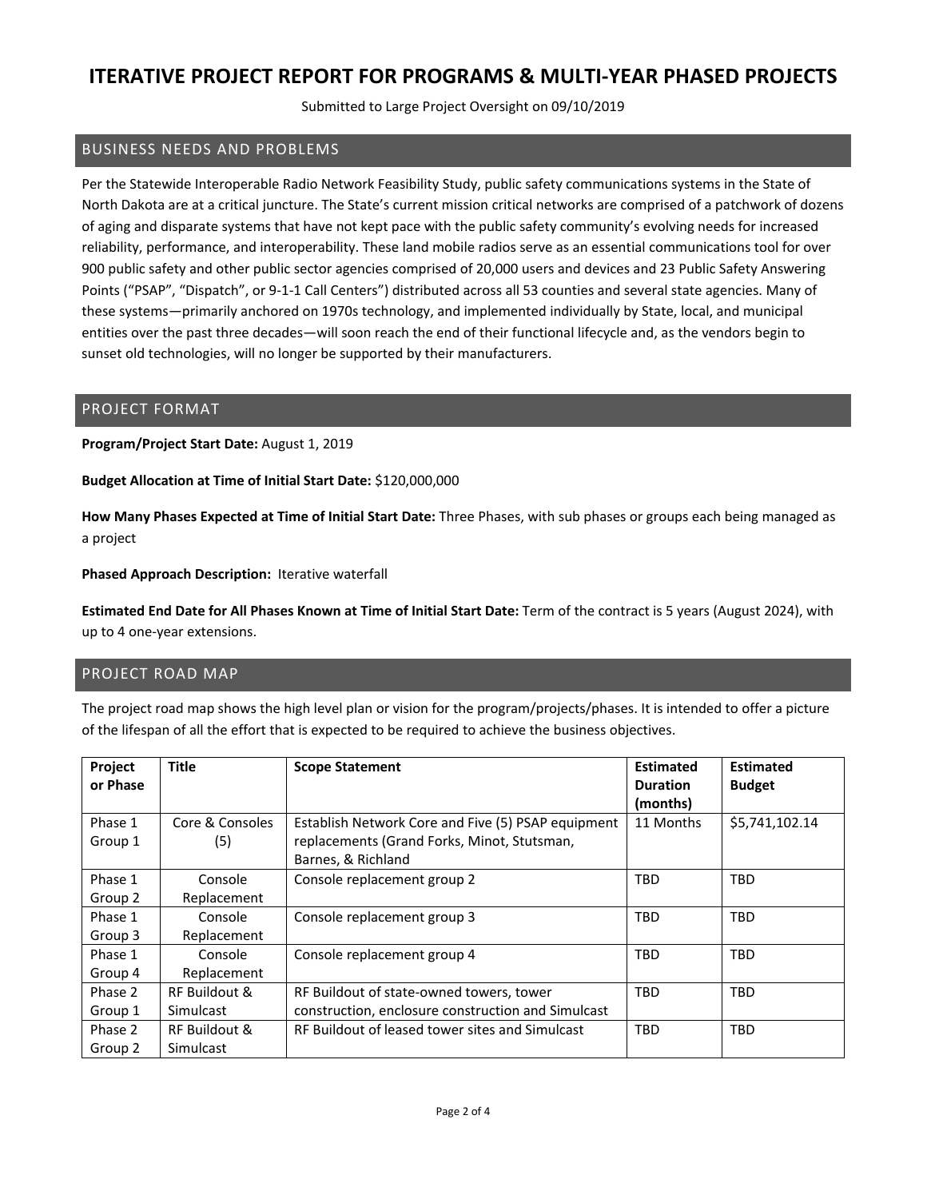# ITERATIVE PROJECT REPORT FOR PROGRAMS & MULTI-YEAR PHASED PROJECTS

Submitted to Large Project Oversight on 09/10/2019

## BUSINESS NEEDS AND PROBLEMS

Per the Statewide Interoperable Radio Network Feasibility Study, public safety communications systems in the State of North Dakota are at a critical juncture. The State's current mission critical networks are comprised of a patchwork of dozens of aging and disparate systems that have not kept pace with the public safety community's evolving needs for increased reliability, performance, and interoperability. These land mobile radios serve as an essential communications tool for over 900 public safety and other public sector agencies comprised of 20,000 users and devices and 23 Public Safety Answering Points ("PSAP", "Dispatch", or 9-1-1 Call Centers") distributed across all 53 counties and several state agencies. Many of these systems—primarily anchored on 1970s technology, and implemented individually by State, local, and municipal entities over the past three decades—will soon reach the end of their functional lifecycle and, as the vendors begin to sunset old technologies, will no longer be supported by their manufacturers.

## PROJECT FORMAT

**Program/Project Start Date:** August 1, 2019

**Budget Allocation at Time of Initial Start Date:** $120,000,000

**How Many Phases Expected at Time of Initial Start Date:** Three Phases, with sub phases or groups each being managed as a project

**Phased Approach Description:** Iterative waterfall

**Estimated End Date for All Phases Known at Time of Initial Start Date:** Term of the contract is 5 years (August 2024), with up to 4 one-year extensions.

## PROJECT ROAD MAP

The project road map shows the high level plan or vision for the program/projects/phases. It is intended to offer a picture of the lifespan of all the effort that is expected to be required to achieve the business objectives.

| Project or Phase | Title | Scope Statement | Estimated Duration (months) | Estimated Budget |
|---|---|---|---|---|
| Phase 1 Group 1 | Core & Consoles (5) | Establish Network Core and Five (5) PSAP equipment replacements (Grand Forks, Minot, Stutsman, Barnes, & Richland | 11 Months | $5,741,102.14 |
| Phase 1 Group 2 | Console Replacement | Console replacement group 2 | TBD | TBD |
| Phase 1 Group 3 | Console Replacement | Console replacement group 3 | TBD | TBD |
| Phase 1 Group 4 | Console Replacement | Console replacement group 4 | TBD | TBD |
| Phase 2 Group 1 | RF Buildout & Simulcast | RF Buildout of state-owned towers, tower construction, enclosure construction and Simulcast | TBD | TBD |
| Phase 2 Group 2 | RF Buildout & Simulcast | RF Buildout of leased tower sites and Simulcast | TBD | TBD |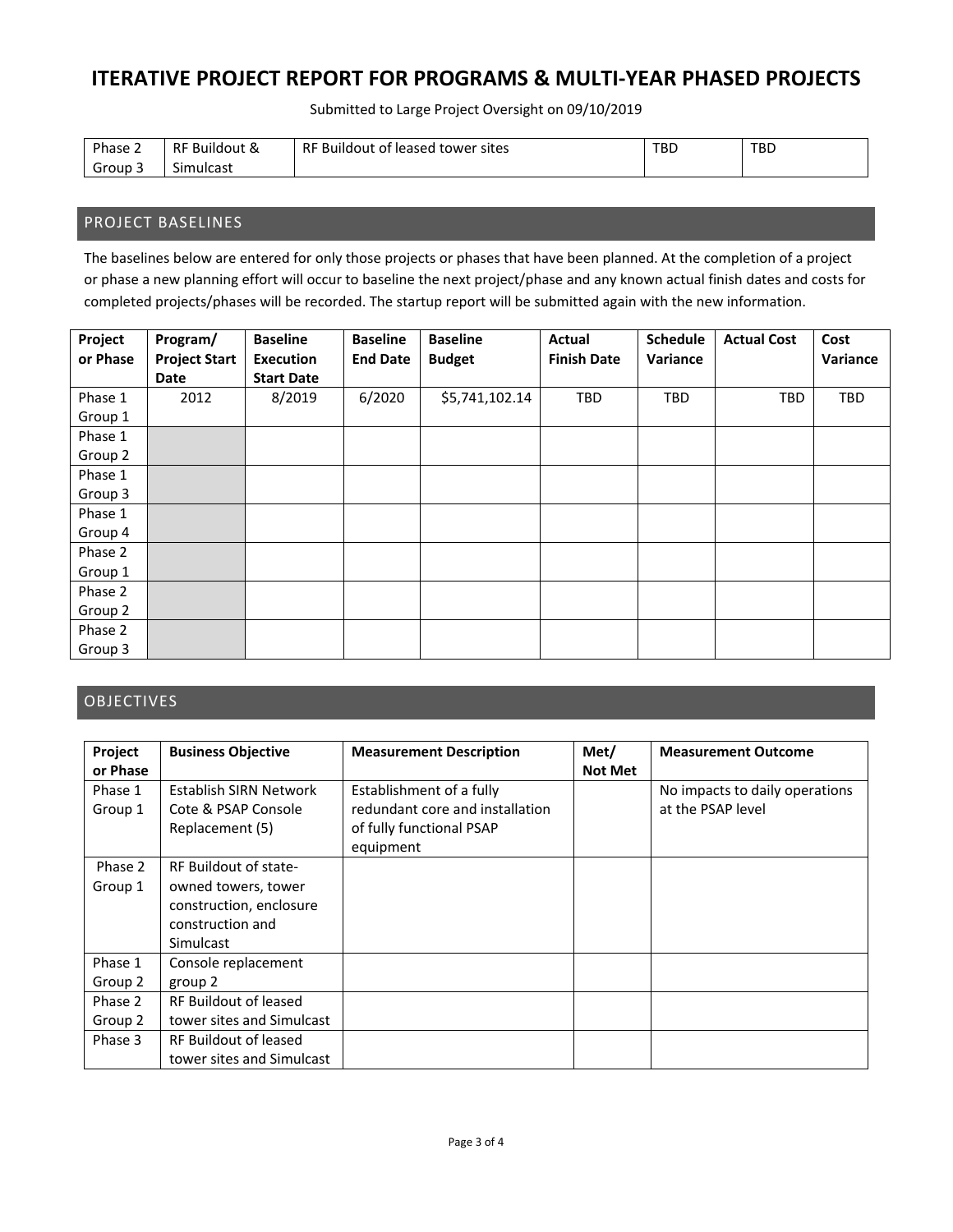# ITERATIVE PROJECT REPORT FOR PROGRAMS & MULTI-YEAR PHASED PROJECTS

Submitted to Large Project Oversight on 09/10/2019

| | | | | |
|---|---|---|---|---|
| Phase 2 Group 3 | RF Buildout & Simulcast | RF Buildout of leased tower sites | TBD | TBD |

## PROJECT BASELINES

The baselines below are entered for only those projects or phases that have been planned. At the completion of a project or phase a new planning effort will occur to baseline the next project/phase and any known actual finish dates and costs for completed projects/phases will be recorded. The startup report will be submitted again with the new information.

| Project or Phase | Program/ Project Start Date | Baseline Execution Start Date | Baseline End Date | Baseline Budget | Actual Finish Date | Schedule Variance | Actual Cost | Cost Variance |
|---|---|---|---|---|---|---|---|---|
| Phase 1 Group 1 | 2012 | 8/2019 | 6/2020 | $5,741,102.14 | TBD | TBD | TBD | TBD |
| Phase 1 Group 2 | | | | | | | | |
| Phase 1 Group 3 | | | | | | | | |
| Phase 1 Group 4 | | | | | | | | |
| Phase 2 Group 1 | | | | | | | | |
| Phase 2 Group 2 | | | | | | | | |
| Phase 2 Group 3 | | | | | | | | |

## OBJECTIVES

| Project or Phase | Business Objective | Measurement Description | Met/ Not Met | Measurement Outcome |
|---|---|---|---|---|
| Phase 1 Group 1 | Establish SIRN Network Cote & PSAP Console Replacement (5) | Establishment of a fully redundant core and installation of fully functional PSAP equipment | | No impacts to daily operations at the PSAP level |
| Phase 2 Group 1 | RF Buildout of state-owned towers, tower construction, enclosure construction and Simulcast | | | |
| Phase 1 Group 2 | Console replacement group 2 | | | |
| Phase 2 Group 2 | RF Buildout of leased tower sites and Simulcast | | | |
| Phase 3 | RF Buildout of leased tower sites and Simulcast | | | |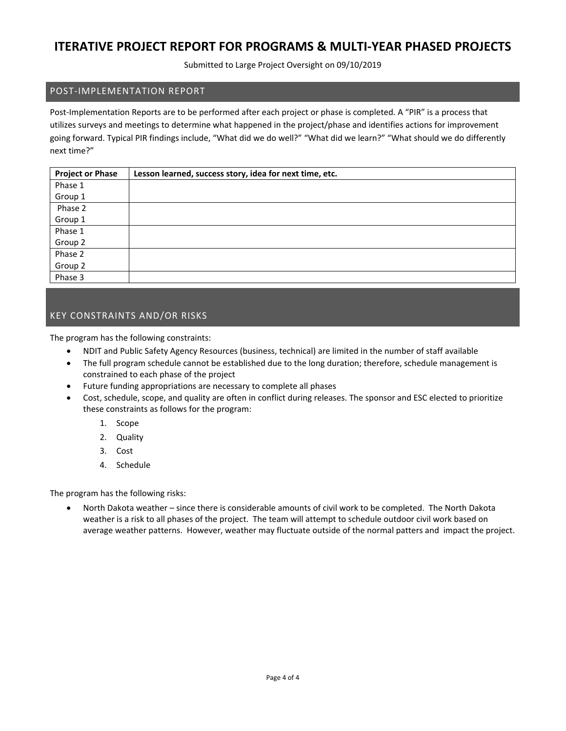# ITERATIVE PROJECT REPORT FOR PROGRAMS & MULTI-YEAR PHASED PROJECTS

Submitted to Large Project Oversight on 09/10/2019

## POST-IMPLEMENTATION REPORT

Post-Implementation Reports are to be performed after each project or phase is completed. A "PIR" is a process that utilizes surveys and meetings to determine what happened in the project/phase and identifies actions for improvement going forward. Typical PIR findings include, "What did we do well?" "What did we learn?" "What should we do differently next time?"

| Project or Phase | Lesson learned, success story, idea for next time, etc. |
|---|---|
| Phase 1<br>Group 1 | |
| Phase 2<br>Group 1 | |
| Phase 1<br>Group 2 | |
| Phase 2<br>Group 2 | |
| Phase 3 | |

## KEY CONSTRAINTS AND/OR RISKS

The program has the following constraints:

- NDIT and Public Safety Agency Resources (business, technical) are limited in the number of staff available
- The full program schedule cannot be established due to the long duration; therefore, schedule management is constrained to each phase of the project
- Future funding appropriations are necessary to complete all phases
- Cost, schedule, scope, and quality are often in conflict during releases. The sponsor and ESC elected to prioritize these constraints as follows for the program:
    1. Scope
    2. Quality
    3. Cost
    4. Schedule

The program has the following risks:

- North Dakota weather – since there is considerable amounts of civil work to be completed. The North Dakota weather is a risk to all phases of the project. The team will attempt to schedule outdoor civil work based on average weather patterns. However, weather may fluctuate outside of the normal patters and impact the project.